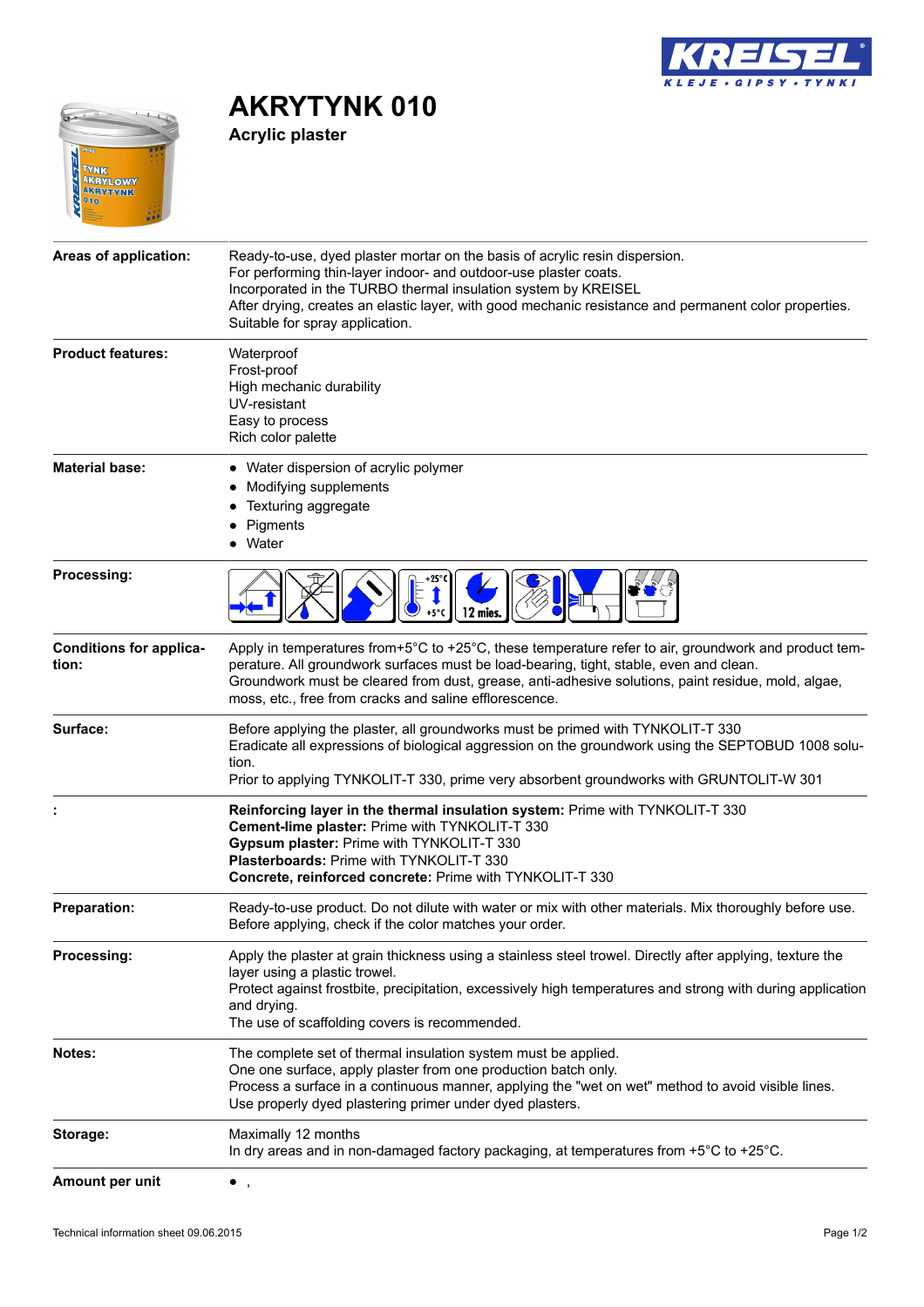# AKRYTYNK 010

## Acrylic plaster

| | |
|---|---|
| **Areas of application:** | Ready-to-use, dyed plaster mortar on the basis of acrylic resin dispersion.<br>For performing thin-layer indoor- and outdoor-use plaster coats.<br>Incorporated in the TURBO thermal insulation system by KREISEL<br>After drying, creates an elastic layer, with good mechanic resistance and permanent color properties.<br>Suitable for spray application. |
| **Product features:** | Waterproof<br>Frost-proof<br>High mechanic durability<br>UV-resistant<br>Easy to process<br>Rich color palette |
| **Material base:** | • Water dispersion of acrylic polymer<br>• Modifying supplements<br>• Texturing aggregate<br>• Pigments<br>• Water |
| **Processing:** | +25°C +5°C 12 mies. |
| **Conditions for application:** | Apply in temperatures from+5°C to +25°C, these temperature refer to air, groundwork and product temperature. All groundwork surfaces must be load-bearing, tight, stable, even and clean.<br>Groundwork must be cleared from dust, grease, anti-adhesive solutions, paint residue, mold, algae, moss, etc., free from cracks and saline efflorescence. |
| **Surface:** | Before applying the plaster, all groundworks must be primed with TYNKOLIT-T 330<br>Eradicate all expressions of biological aggression on the groundwork using the SEPTOBUD 1008 solution.<br>Prior to applying TYNKOLIT-T 330, prime very absorbent groundworks with GRUNTOLIT-W 301 |
| **:** | **Reinforcing layer in the thermal insulation system:** Prime with TYNKOLIT-T 330<br>**Cement-lime plaster:** Prime with TYNKOLIT-T 330<br>**Gypsum plaster:** Prime with TYNKOLIT-T 330<br>**Plasterboards:** Prime with TYNKOLIT-T 330<br>**Concrete, reinforced concrete:** Prime with TYNKOLIT-T 330 |
| **Preparation:** | Ready-to-use product. Do not dilute with water or mix with other materials. Mix thoroughly before use.<br>Before applying, check if the color matches your order. |
| **Processing:** | Apply the plaster at grain thickness using a stainless steel trowel. Directly after applying, texture the layer using a plastic trowel.<br>Protect against frostbite, precipitation, excessively high temperatures and strong with during application and drying.<br>The use of scaffolding covers is recommended. |
| **Notes:** | The complete set of thermal insulation system must be applied.<br>One one surface, apply plaster from one production batch only.<br>Process a surface in a continuous manner, applying the "wet on wet" method to avoid visible lines.<br>Use properly dyed plastering primer under dyed plasters. |
| **Storage:** | Maximally 12 months<br>In dry areas and in non-damaged factory packaging, at temperatures from +5°C to +25°C. |
| **Amount per unit** | • , |

Technical information sheet 09.06.2015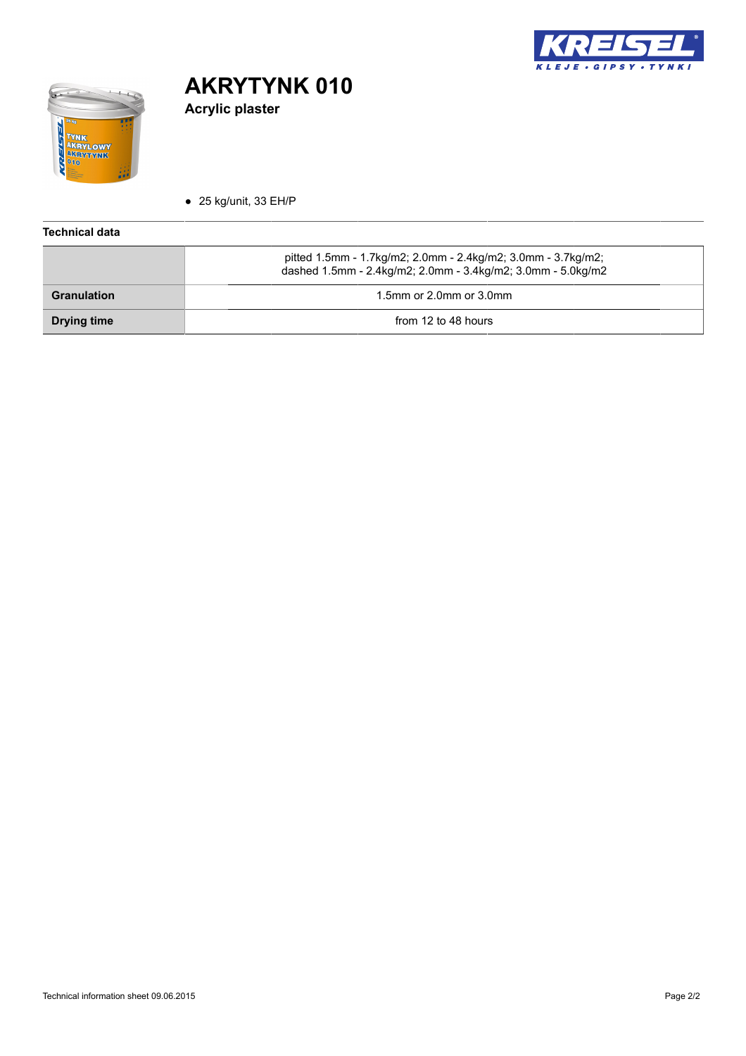# AKRYTYNK 010

**Acrylic plaster**

- 25 kg/unit, 33 EH/P

**Technical data**

| | |
|---|---|
| | pitted 1.5mm - 1.7kg/m2; 2.0mm - 2.4kg/m2; 3.0mm - 3.7kg/m2; dashed 1.5mm - 2.4kg/m2; 2.0mm - 3.4kg/m2; 3.0mm - 5.0kg/m2 |
| **Granulation** | 1.5mm or 2.0mm or 3.0mm |
| **Drying time** | from 12 to 48 hours |

Technical information sheet 09.06.2015